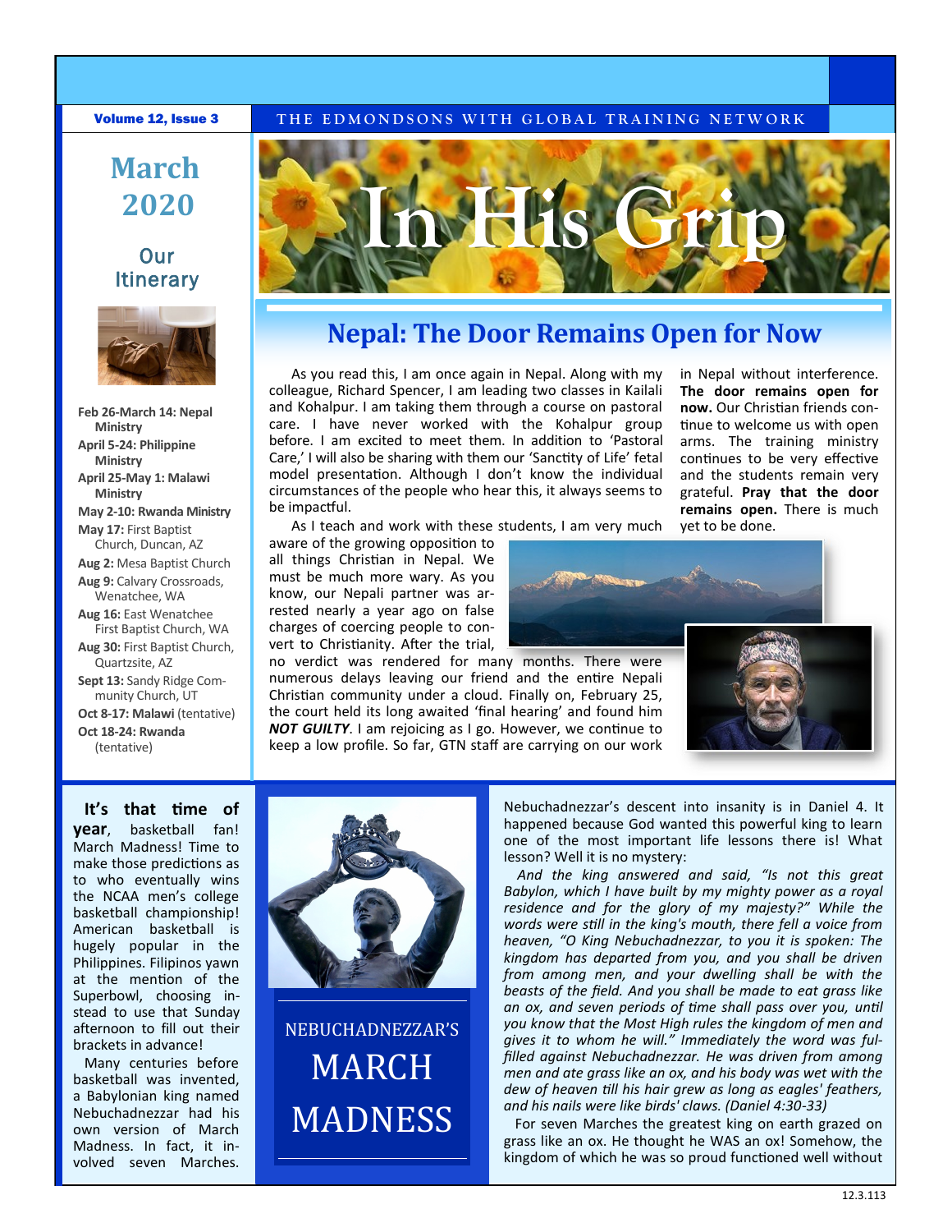Volume 12, Issue 3

THE EDMONDSONS WITH GLOBAL TRAINING NETWORK

# In His Grip

## March 2020

### Our Itinerary

**Feb 26-March 14: Nepal Ministry**

**April 5-24: Philippine Ministry**

**April 25-May 1: Malawi Ministry**

**May 2-10: Rwanda Ministry**

**May 17:** First Baptist Church, Duncan, AZ

**Aug 2:** Mesa Baptist Church

**Aug 9:** Calvary Crossroads, Wenatchee, WA

**Aug 16:** East Wenatchee First Baptist Church, WA

**Aug 30:** First Baptist Church, Quartzsite, AZ

**Sept 13:** Sandy Ridge Community Church, UT

**Oct 8-17: Malawi** (tentative)

**Oct 18-24: Rwanda** (tentative)

## Nepal: The Door Remains Open for Now

As you read this, I am once again in Nepal. Along with my colleague, Richard Spencer, I am leading two classes in Kailali and Kohalpur. I am taking them through a course on pastoral care. I have never worked with the Kohalpur group before. I am excited to meet them. In addition to 'Pastoral Care,' I will also be sharing with them our 'Sanctity of Life' fetal model presentation. Although I don't know the individual circumstances of the people who hear this, it always seems to be impactful.

As I teach and work with these students, I am very much aware of the growing opposition to all things Christian in Nepal. We must be much more wary. As you know, our Nepali partner was arrested nearly a year ago on false charges of coercing people to convert to Christianity. After the trial, no verdict was rendered for many months. There were numerous delays leaving our friend and the entire Nepali Christian community under a cloud. Finally on, February 25, the court held its long awaited 'final hearing' and found him ***NOT GUILTY***. I am rejoicing as I go. However, we continue to keep a low profile. So far, GTN staff are carrying on our work in Nepal without interference. **The door remains open for now.** Our Christian friends continue to welcome us with open arms. The training ministry continues to be very effective and the students remain very grateful. **Pray that the door remains open.** There is much yet to be done.

## Nebuchadnezzar's March Madness

**It's that time of year**, basketball fan! March Madness! Time to make those predictions as to who eventually wins the NCAA men's college basketball championship! American basketball is hugely popular in the Philippines. Filipinos yawn at the mention of the Superbowl, choosing instead to use that Sunday afternoon to fill out their brackets in advance!

Many centuries before basketball was invented, a Babylonian king named Nebuchadnezzar had his own version of March Madness. In fact, it involved seven Marches. Nebuchadnezzar's descent into insanity is in Daniel 4. It happened because God wanted this powerful king to learn one of the most important life lessons there is! What lesson? Well it is no mystery:

*And the king answered and said, "Is not this great Babylon, which I have built by my mighty power as a royal residence and for the glory of my majesty?" While the words were still in the king's mouth, there fell a voice from heaven, "O King Nebuchadnezzar, to you it is spoken: The kingdom has departed from you, and you shall be driven from among men, and your dwelling shall be with the beasts of the field. And you shall be made to eat grass like an ox, and seven periods of time shall pass over you, until you know that the Most High rules the kingdom of men and gives it to whom he will." Immediately the word was fulfilled against Nebuchadnezzar. He was driven from among men and ate grass like an ox, and his body was wet with the dew of heaven till his hair grew as long as eagles' feathers, and his nails were like birds' claws. (Daniel 4:30-33)*

For seven Marches the greatest king on earth grazed on grass like an ox. He thought he WAS an ox! Somehow, the kingdom of which he was so proud functioned well without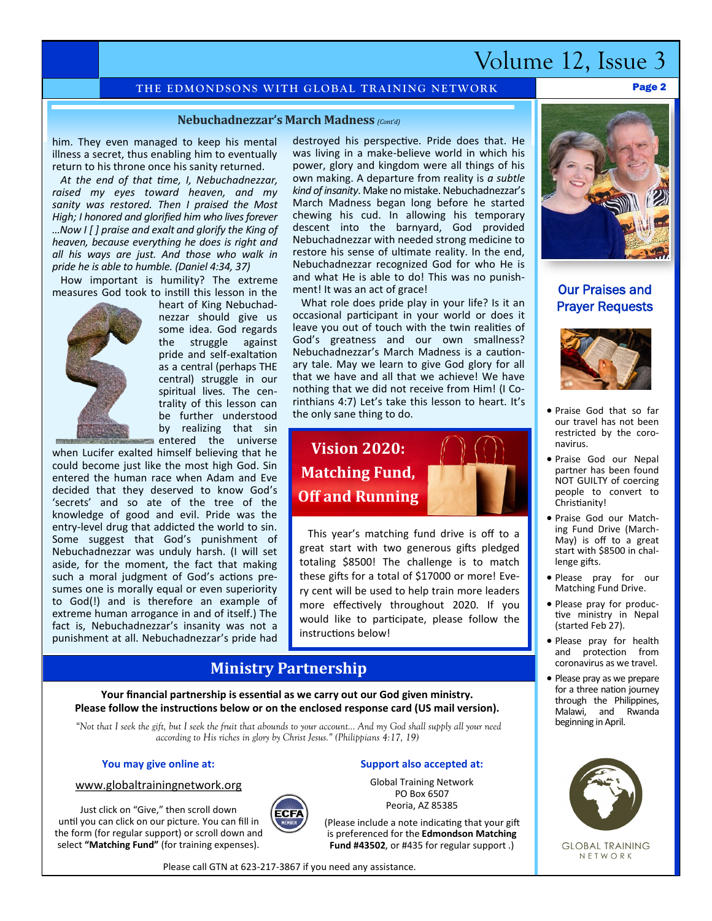## Nebuchadnezzar's March Madness *(Cont'd)*

him. They even managed to keep his mental illness a secret, thus enabling him to eventually return to his throne once his sanity returned.

*At the end of that time, I, Nebuchadnezzar, raised my eyes toward heaven, and my sanity was restored. Then I praised the Most High; I honored and glorified him who lives forever …Now I [ ] praise and exalt and glorify the King of heaven, because everything he does is right and all his ways are just. And those who walk in pride he is able to humble. (Daniel 4:34, 37)*

How important is humility? The extreme measures God took to instill this lesson in the heart of King Nebuchadnezzar should give us some idea. God regards the struggle against pride and self-exaltation as a central (perhaps THE central) struggle in our spiritual lives. The centrality of this lesson can be further understood by realizing that sin entered the universe when Lucifer exalted himself believing that he could become just like the most high God. Sin entered the human race when Adam and Eve decided that they deserved to know God's 'secrets' and so ate of the tree of the knowledge of good and evil. Pride was the entry-level drug that addicted the world to sin. Some suggest that God's punishment of Nebuchadnezzar was unduly harsh. (I will set aside, for the moment, the fact that making such a moral judgment of God's actions presumes one is morally equal or even superiority to God(!) and is therefore an example of extreme human arrogance in and of itself.) The fact is, Nebuchadnezzar's insanity was not a punishment at all. Nebuchadnezzar's pride had destroyed his perspective. Pride does that. He was living in a make-believe world in which his power, glory and kingdom were all things of his own making. A departure from reality is *a subtle kind of insanity*. Make no mistake. Nebuchadnezzar's March Madness began long before he started chewing his cud. In allowing his temporary descent into the barnyard, God provided Nebuchadnezzar with needed strong medicine to restore his sense of ultimate reality. In the end, Nebuchadnezzar recognized God for who He is and what He is able to do! This was no punishment! It was an act of grace!

What role does pride play in your life? Is it an occasional participant in your world or does it leave you out of touch with the twin realities of God's greatness and our own smallness? Nebuchadnezzar's March Madness is a cautionary tale. May we learn to give God glory for all that we have and all that we achieve! We have nothing that we did not receive from Him! (I Corinthians 4:7) Let's take this lesson to heart. It's the only sane thing to do.

## Vision 2020: Matching Fund, Off and Running

This year's matching fund drive is off to a great start with two generous gifts pledged totaling $8500! The challenge is to match these gifts for a total of $17000 or more! Every cent will be used to help train more leaders more effectively throughout 2020. If you would like to participate, please follow the instructions below!

## Our Praises and Prayer Requests

- Praise God that so far our travel has not been restricted by the coronavirus.
- Praise God our Nepal partner has been found NOT GUILTY of coercing people to convert to Christianity!
- Praise God our Matching Fund Drive (March-May) is off to a great start with $8500 in challenge gifts.
- Please pray for our Matching Fund Drive.
- Please pray for productive ministry in Nepal (started Feb 27).
- Please pray for health and protection from coronavirus as we travel.
- Please pray as we prepare for a three nation journey through the Philippines, Malawi, and Rwanda beginning in April.

## Ministry Partnership

**Your financial partnership is essential as we carry out our God given ministry. Please follow the instructions below or on the enclosed response card (US mail version).**

*"Not that I seek the gift, but I seek the fruit that abounds to your account… And my God shall supply all your need according to His riches in glory by Christ Jesus." (Philippians 4:17, 19)*

**You may give online at:**

www.globaltrainingnetwork.org

Just click on "Give," then scroll down until you can click on our picture. You can fill in the form (for regular support) or scroll down and select **"Matching Fund"** (for training expenses).

**Support also accepted at:**

Global Training Network
PO Box 6507
Peoria, AZ 85385

(Please include a note indicating that your gift is preferenced for the **Edmondson Matching Fund #43502**, or #435 for regular support .)

Please call GTN at 623-217-3867 if you need any assistance.

GLOBAL TRAINING NETWORK